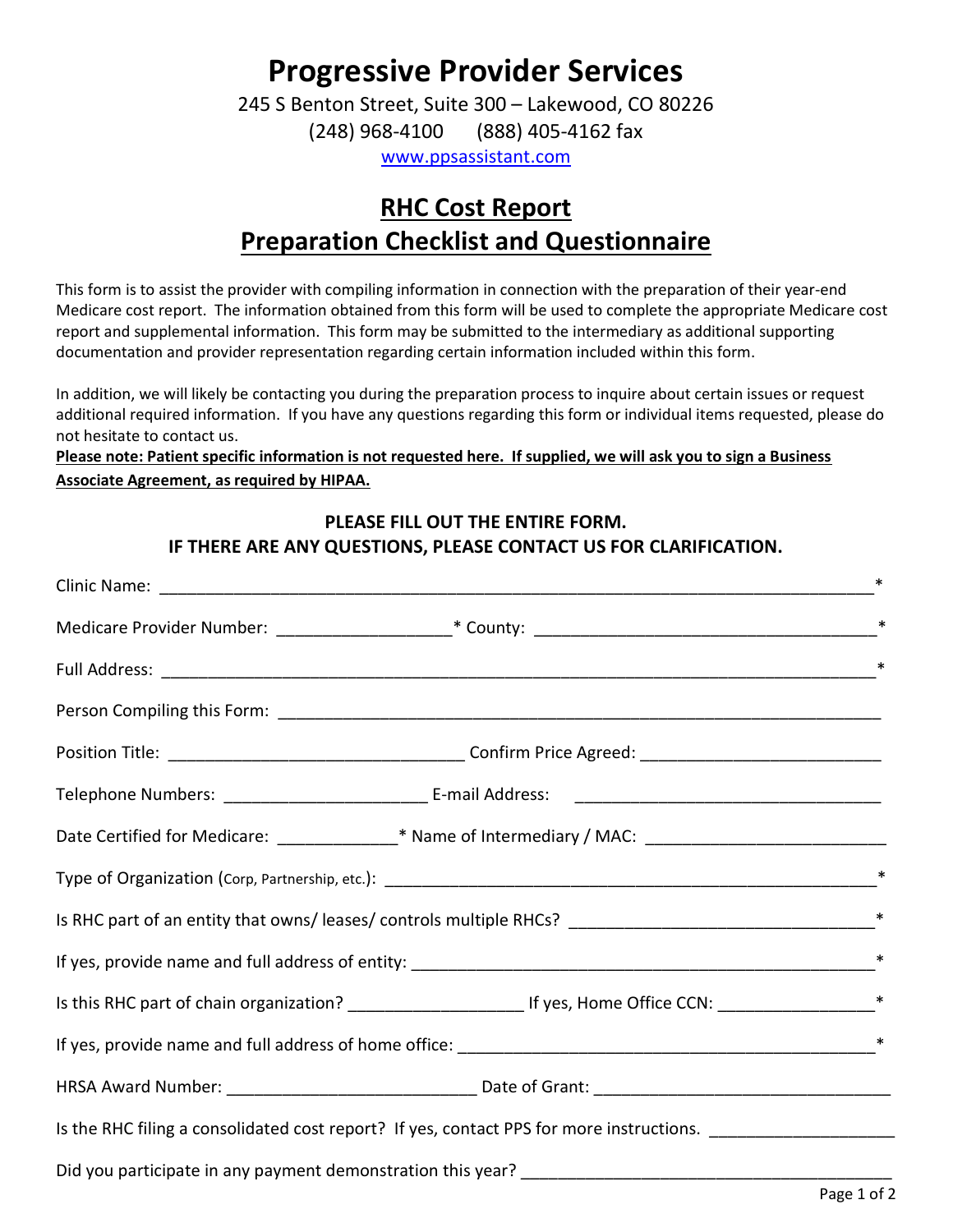# Progressive Provider Services

245 S Benton Street, Suite 300 – Lakewood, CO 80226

(248) 968-4100 (888) 405-4162 fax

www.ppsassistant.com

## RHC Cost Report
## Preparation Checklist and Questionnaire

This form is to assist the provider with compiling information in connection with the preparation of their year-end Medicare cost report. The information obtained from this form will be used to complete the appropriate Medicare cost report and supplemental information. This form may be submitted to the intermediary as additional supporting documentation and provider representation regarding certain information included within this form.

In addition, we will likely be contacting you during the preparation process to inquire about certain issues or request additional required information. If you have any questions regarding this form or individual items requested, please do not hesitate to contact us.

**Please note: Patient specific information is not requested here. If supplied, we will ask you to sign a Business Associate Agreement, as required by HIPAA.**

**PLEASE FILL OUT THE ENTIRE FORM.**
**IF THERE ARE ANY QUESTIONS, PLEASE CONTACT US FOR CLARIFICATION.**

Clinic Name: ________________________________________________________________________*

Medicare Provider Number: __________________* County: ____________________________________*

Full Address: ________________________________________________________________________*

Person Compiling this Form: ______________________________________________________________

Position Title: _______________________________ Confirm Price Agreed: _________________________

Telephone Numbers: _____________________ E-mail Address: _________________________________

Date Certified for Medicare: ____________* Name of Intermediary / MAC: _________________________

Type of Organization (Corp, Partnership, etc.): ______________________________________________*

Is RHC part of an entity that owns/ leases/ controls multiple RHCs? ______________________________*

If yes, provide name and full address of entity: ______________________________________________*

Is this RHC part of chain organization? __________________ If yes, Home Office CCN: ______________*

If yes, provide name and full address of home office: _________________________________________*

HRSA Award Number: __________________________ Date of Grant: ___________________________

Is the RHC filing a consolidated cost report? If yes, contact PPS for more instructions. __________________

Did you participate in any payment demonstration this year? ___________________________________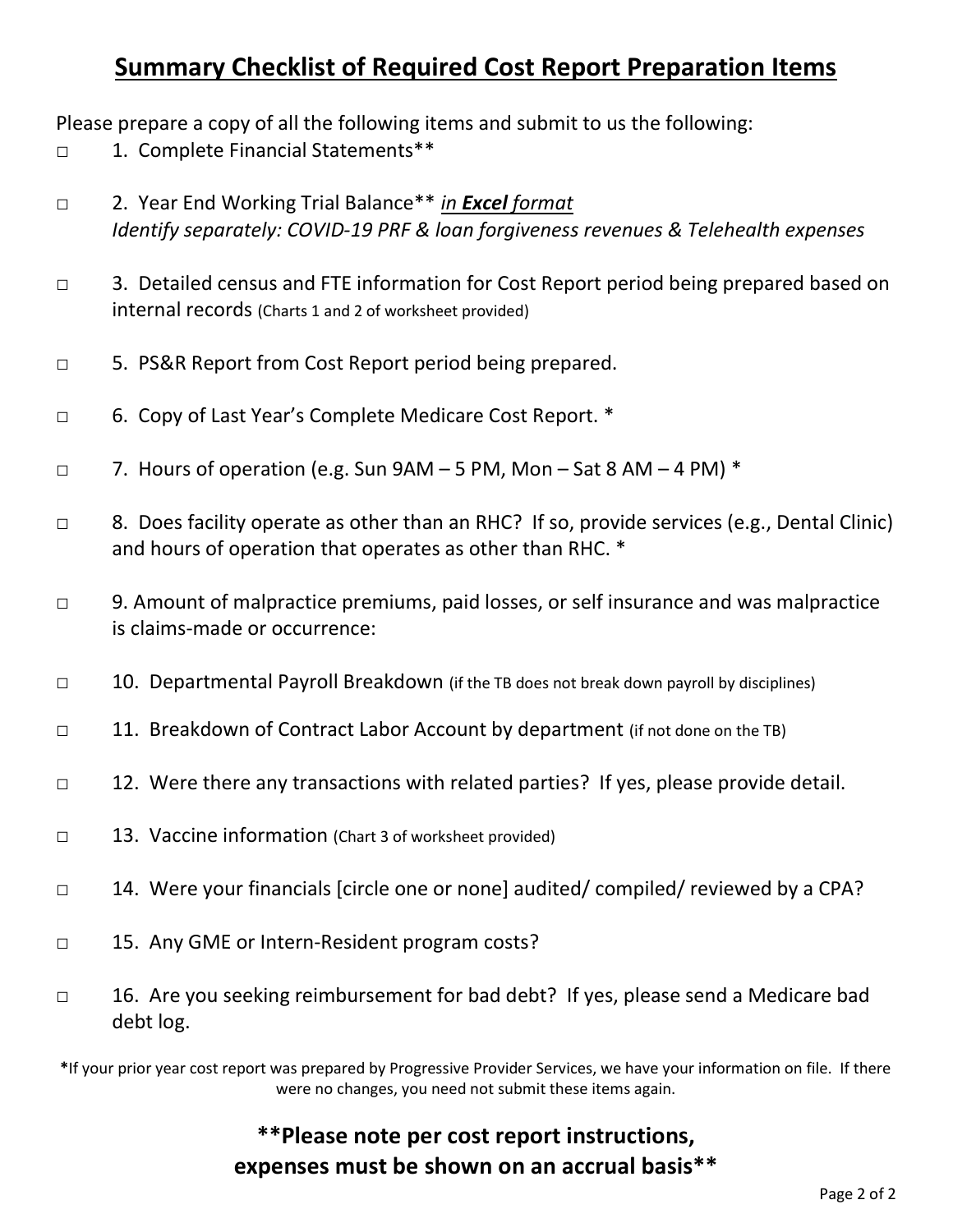## Summary Checklist of Required Cost Report Preparation Items

Please prepare a copy of all the following items and submit to us the following:

□ 1. Complete Financial Statements**

□ 2. Year End Working Trial Balance** *in **Excel** format*
*Identify separately: COVID-19 PRF & loan forgiveness revenues & Telehealth expenses*

□ 3. Detailed census and FTE information for Cost Report period being prepared based on internal records (Charts 1 and 2 of worksheet provided)

□ 5. PS&R Report from Cost Report period being prepared.

□ 6. Copy of Last Year's Complete Medicare Cost Report. *

□ 7. Hours of operation (e.g. Sun 9AM – 5 PM, Mon – Sat 8 AM – 4 PM) *

□ 8. Does facility operate as other than an RHC? If so, provide services (e.g., Dental Clinic) and hours of operation that operates as other than RHC. *

□ 9. Amount of malpractice premiums, paid losses, or self insurance and was malpractice is claims-made or occurrence:

□ 10. Departmental Payroll Breakdown (if the TB does not break down payroll by disciplines)

□ 11. Breakdown of Contract Labor Account by department (if not done on the TB)

□ 12. Were there any transactions with related parties? If yes, please provide detail.

□ 13. Vaccine information (Chart 3 of worksheet provided)

□ 14. Were your financials [circle one or none] audited/ compiled/ reviewed by a CPA?

□ 15. Any GME or Intern-Resident program costs?

□ 16. Are you seeking reimbursement for bad debt? If yes, please send a Medicare bad debt log.

**\***If your prior year cost report was prepared by Progressive Provider Services, we have your information on file. If there were no changes, you need not submit these items again.

**\*\*Please note per cost report instructions, expenses must be shown on an accrual basis\*\***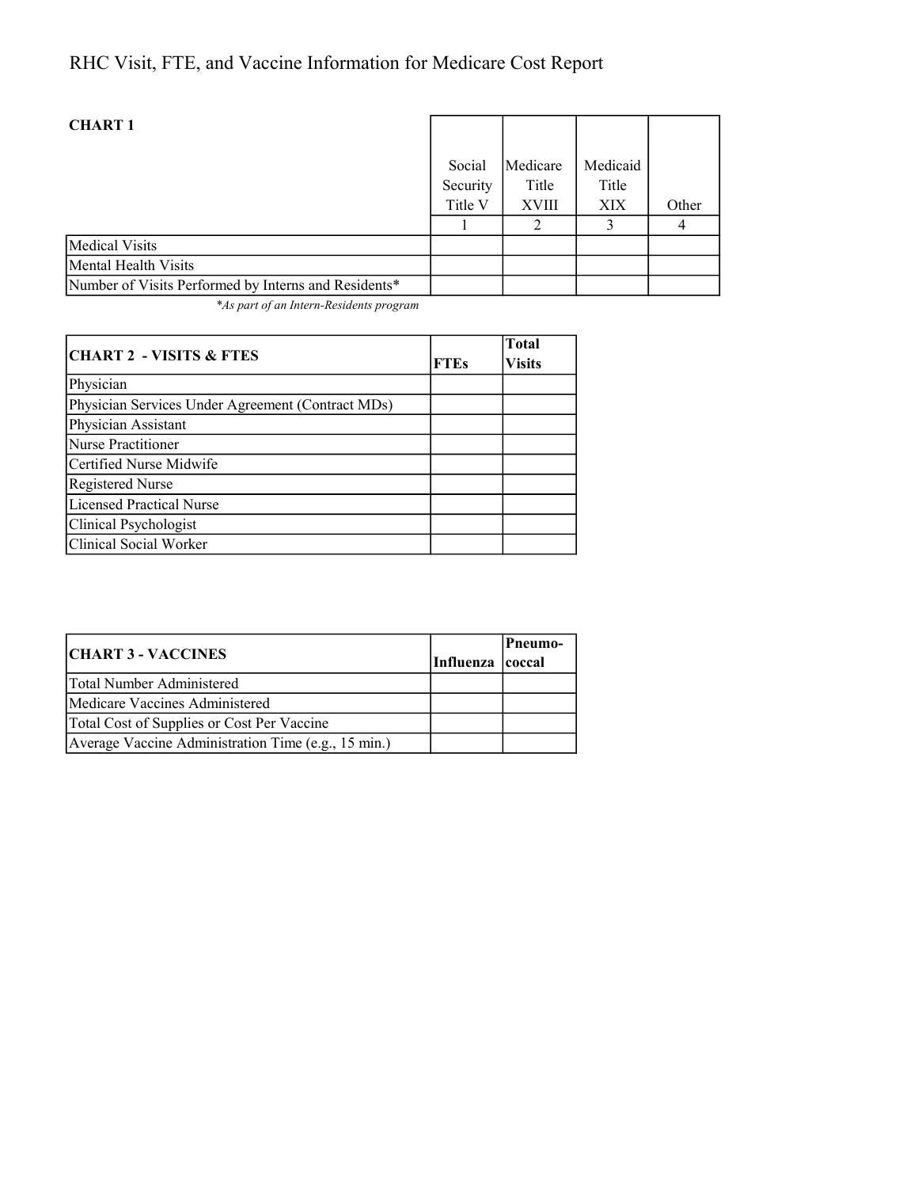# RHC Visit, FTE, and Vaccine Information for Medicare Cost Report

| CHART 1 | Social Security Title V | Medicare Title XVIII | Medicaid Title XIX | Other |
|---|---|---|---|---|
| | 1 | 2 | 3 | 4 |
| Medical Visits | | | | |
| Mental Health Visits | | | | |
| Number of Visits Performed by Interns and Residents* | | | | |

*As part of an Intern-Residents program*

| CHART 2 - VISITS & FTES | FTEs | Total Visits |
|---|---|---|
| Physician | | |
| Physician Services Under Agreement (Contract MDs) | | |
| Physician Assistant | | |
| Nurse Practitioner | | |
| Certified Nurse Midwife | | |
| Registered Nurse | | |
| Licensed Practical Nurse | | |
| Clinical Psychologist | | |
| Clinical Social Worker | | |

| CHART 3 - VACCINES | Influenza | Pneumo-coccal |
|---|---|---|
| Total Number Administered | | |
| Medicare Vaccines Administered | | |
| Total Cost of Supplies or Cost Per Vaccine | | |
| Average Vaccine Administration Time (e.g., 15 min.) | | |